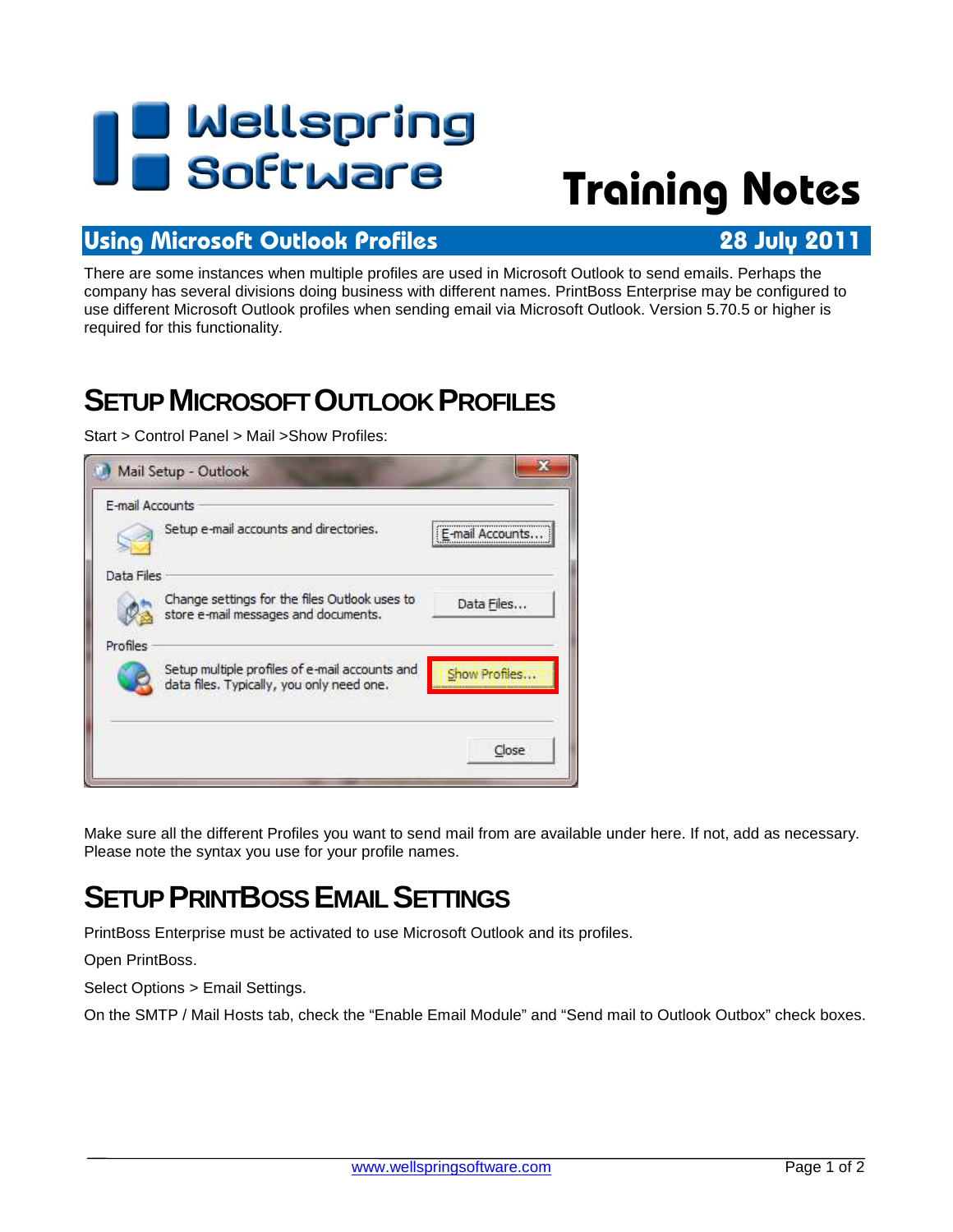# Wellspring Software

# Training Notes

## Using Microsoft Outlook Profiles

**28 July 2011**

There are some instances when multiple profiles are used in Microsoft Outlook to send emails. Perhaps the company has several divisions doing business with different names. PrintBoss Enterprise may be configured to use different Microsoft Outlook profiles when sending email via Microsoft Outlook. Version 5.70.5 or higher is required for this functionality.

## Setup Microsoft Outlook Profiles

Start > Control Panel > Mail >Show Profiles:

Make sure all the different Profiles you want to send mail from are available under here. If not, add as necessary. Please note the syntax you use for your profile names.

## Setup PrintBoss Email Settings

PrintBoss Enterprise must be activated to use Microsoft Outlook and its profiles.

Open PrintBoss.

Select Options > Email Settings.

On the SMTP / Mail Hosts tab, check the "Enable Email Module" and "Send mail to Outlook Outbox" check boxes.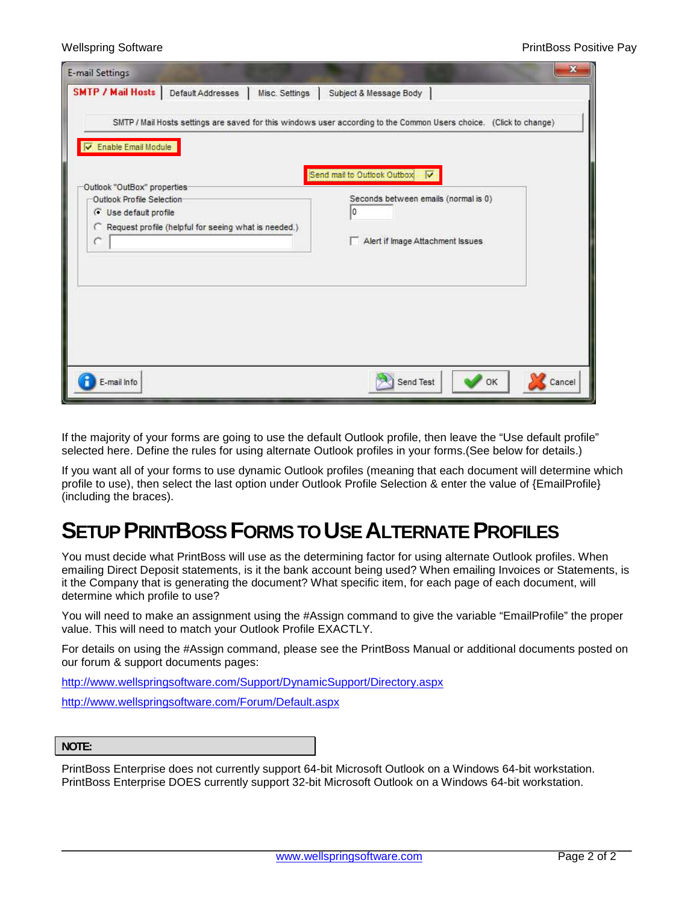If the majority of your forms are going to use the default Outlook profile, then leave the “Use default profile” selected here. Define the rules for using alternate Outlook profiles in your forms.(See below for details.)

If you want all of your forms to use dynamic Outlook profiles (meaning that each document will determine which profile to use), then select the last option under Outlook Profile Selection & enter the value of {EmailProfile} (including the braces).

# Setup PrintBoss Forms to Use Alternate Profiles

You must decide what PrintBoss will use as the determining factor for using alternate Outlook profiles. When emailing Direct Deposit statements, is it the bank account being used? When emailing Invoices or Statements, is it the Company that is generating the document? What specific item, for each page of each document, will determine which profile to use?

You will need to make an assignment using the #Assign command to give the variable “EmailProfile” the proper value. This will need to match your Outlook Profile EXACTLY.

For details on using the #Assign command, please see the PrintBoss Manual or additional documents posted on our forum & support documents pages:

http://www.wellspringsoftware.com/Support/DynamicSupport/Directory.aspx

http://www.wellspringsoftware.com/Forum/Default.aspx

**NOTE:**

PrintBoss Enterprise does not currently support 64-bit Microsoft Outlook on a Windows 64-bit workstation. PrintBoss Enterprise DOES currently support 32-bit Microsoft Outlook on a Windows 64-bit workstation.